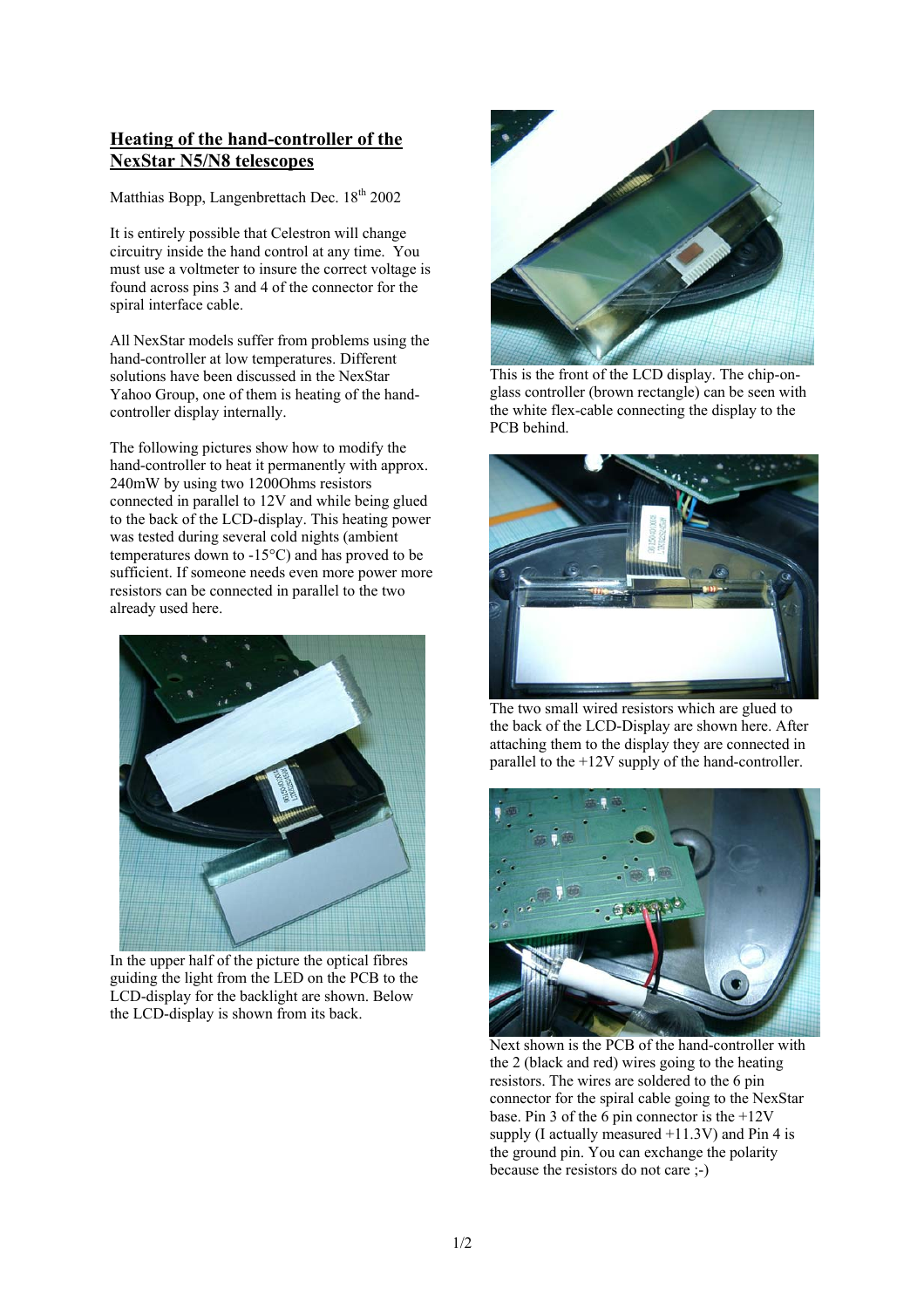# Heating of the hand-controller of the NexStar N5/N8 telescopes

Matthias Bopp, Langenbrettach Dec. 18th 2002

It is entirely possible that Celestron will change circuitry inside the hand control at any time. You must use a voltmeter to insure the correct voltage is found across pins 3 and 4 of the connector for the spiral interface cable.

All NexStar models suffer from problems using the hand-controller at low temperatures. Different solutions have been discussed in the NexStar Yahoo Group, one of them is heating of the hand-controller display internally.

The following pictures show how to modify the hand-controller to heat it permanently with approx. 240mW by using two 1200Ohms resistors connected in parallel to 12V and while being glued to the back of the LCD-display. This heating power was tested during several cold nights (ambient temperatures down to -15°C) and has proved to be sufficient. If someone needs even more power more resistors can be connected in parallel to the two already used here.

In the upper half of the picture the optical fibres guiding the light from the LED on the PCB to the LCD-display for the backlight are shown. Below the LCD-display is shown from its back.

This is the front of the LCD display. The chip-on-glass controller (brown rectangle) can be seen with the white flex-cable connecting the display to the PCB behind.

The two small wired resistors which are glued to the back of the LCD-Display are shown here. After attaching them to the display they are connected in parallel to the +12V supply of the hand-controller.

Next shown is the PCB of the hand-controller with the 2 (black and red) wires going to the heating resistors. The wires are soldered to the 6 pin connector for the spiral cable going to the NexStar base. Pin 3 of the 6 pin connector is the +12V supply (I actually measured +11.3V) and Pin 4 is the ground pin. You can exchange the polarity because the resistors do not care ;-)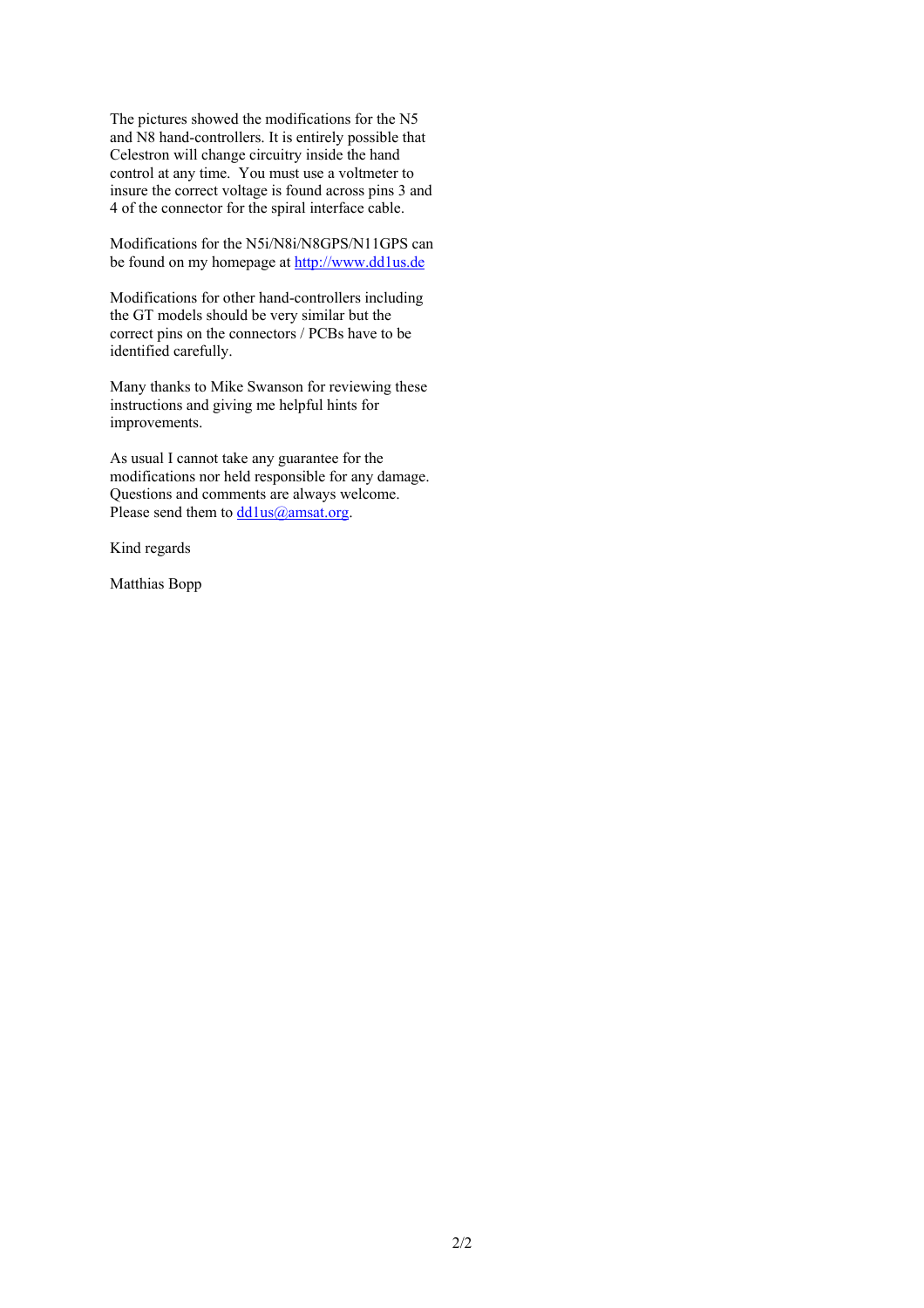The pictures showed the modifications for the N5 and N8 hand-controllers. It is entirely possible that Celestron will change circuitry inside the hand control at any time.  You must use a voltmeter to insure the correct voltage is found across pins 3 and 4 of the connector for the spiral interface cable.

Modifications for the N5i/N8i/N8GPS/N11GPS can be found on my homepage at [http://www.dd1us.de](http://www.dd1us.de)

Modifications for other hand-controllers including the GT models should be very similar but the correct pins on the connectors / PCBs have to be identified carefully.

Many thanks to Mike Swanson for reviewing these instructions and giving me helpful hints for improvements.

As usual I cannot take any guarantee for the modifications nor held responsible for any damage. Questions and comments are always welcome. Please send them to [dd1us@amsat.org](mailto:dd1us@amsat.org).

Kind regards

Matthias Bopp